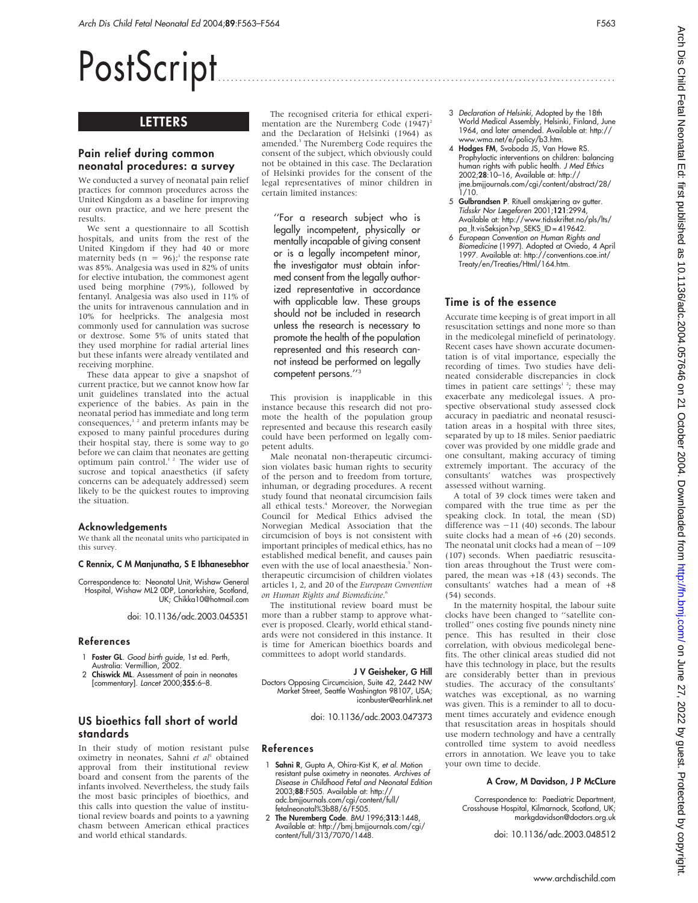# PostScript

## LETTERS

### Pain relief during common neonatal procedures: a survey

We conducted a survey of neonatal pain relief practices for common procedures across the United Kingdom as a baseline for improving our own practice, and we here present the results.

We sent a questionnaire to all Scottish hospitals, and units from the rest of the United Kingdom if they had 40 or more maternity beds (n = 96);[1] the response rate was 85%. Analgesia was used in 82% of units for elective intubation, the commonest agent used being morphine (79%), followed by fentanyl. Analgesia was also used in 11% of the units for intravenous cannulation and in 10% for heelpricks. The analgesia most commonly used for cannulation was sucrose or dextrose. Some 5% of units stated that they used morphine for radial arterial lines but these infants were already ventilated and receiving morphine.

These data appear to give a snapshot of current practice, but we cannot know how far unit guidelines translated into the actual experience of the babies. As pain in the neonatal period has immediate and long term consequences,[1,2] and preterm infants may be exposed to many painful procedures during their hospital stay, there is some way to go before we can claim that neonates are getting optimum pain control.[1,2] The wider use of sucrose and topical anaesthetics (if safety concerns can be adequately addressed) seem likely to be the quickest routes to improving the situation.

#### Acknowledgements

We thank all the neonatal units who participated in this survey.

**C Rennix, C M Manjunatha, S E Ibhanesebhor**

Correspondence to: Neonatal Unit, Wishaw General Hospital, Wishaw ML2 0DP, Lanarkshire, Scotland, UK; Chikka10@hotmail.com

doi: 10.1136/adc.2003.045351

#### References

1. **Foster GL**. *Good birth guide*, 1st ed. Perth, Australia: Vermillion, 2002.
2. **Chiswick ML**. Assessment of pain in neonates [commentary]. *Lancet* 2000;**355**:6–8.

### US bioethics fall short of world standards

In their study of motion resistant pulse oximetry in neonates, Sahni *et al*[1] obtained approval from their institutional review board and consent from the parents of the infants involved. Nevertheless, the study fails the most basic principles of bioethics, and this calls into question the value of institutional review boards and points to a yawning chasm between American ethical practices and world ethical standards.

The recognised criteria for ethical experimentation are the Nuremberg Code (1947)[2] and the Declaration of Helsinki (1964) as amended.[3] The Nuremberg Code requires the consent of the subject, which obviously could not be obtained in this case. The Declaration of Helsinki provides for the consent of the legal representatives of minor children in certain limited instances:

> "For a research subject who is legally incompetent, physically or mentally incapable of giving consent or is a legally incompetent minor, the investigator must obtain informed consent from the legally authorized representative in accordance with applicable law. These groups should not be included in research unless the research is necessary to promote the health of the population represented and this research cannot instead be performed on legally competent persons."[3]

This provision is inapplicable in this instance because this research did not promote the health of the population group represented and because this research easily could have been performed on legally competent adults.

Male neonatal non-therapeutic circumcision violates basic human rights to security of the person and to freedom from torture, inhuman, or degrading procedures. A recent study found that neonatal circumcision fails all ethical tests.[4] Moreover, the Norwegian Council for Medical Ethics advised the Norwegian Medical Association that the circumcision of boys is not consistent with important principles of medical ethics, has no established medical benefit, and causes pain even with the use of local anaesthesia.[5] Non-therapeutic circumcision of children violates articles 1, 2, and 20 of the *European Convention on Human Rights and Biomedicine*.[6]

The institutional review board must be more than a rubber stamp to approve whatever is proposed. Clearly, world ethical standards were not considered in this instance. It is time for American bioethics boards and committees to adopt world standards.

**J V Geisheker, G Hill**

Doctors Opposing Circumcision, Suite 42, 2442 NW Market Street, Seattle Washington 98107, USA; iconbuster@earlhink.net

doi: 10.1136/adc.2003.047373

#### References

1. **Sahni R**, Gupta A, Ohira-Kist K, *et al*. Motion resistant pulse oximetry in neonates. *Archives of Disease in Childhood Fetal and Neonatal Edition* 2003;**88**:F505. Available at: http://adc.bmjjournals.com/cgi/content/full/fetalneonatal%3b88/6/F505.
2. **The Nuremberg Code**. *BMJ* 1996;**313**:1448, Available at: http://bmj.bmjjournals.com/cgi/content/full/313/7070/1448.
3. *Declaration of Helsinki*, Adopted by the 18th World Medical Assembly, Helsinki, Finland, June 1964, and later amended. Available at: http://www.wma.net/e/policy/b3.htm.
4. **Hodges FM**, Svoboda JS, Van Howe RS. Prophylactic interventions on children: balancing human rights with public health. *J Med Ethics* 2002;**28**:10–16, Available at: http://jme.bmjjournals.com/cgi/content/abstract/28/1/10.
5. **Gulbrandsen P**. Rituell omskjæring av gutter. *Tidsskr Nor Lægeforen* 2001;**121**:2994, Available at: http://www.tidsskriftet.no/pls/lts/pa_lt.visSeksjon?vp_SEKS_ID=419642.
6. *European Convention on Human Rights and Biomedicine* (1997). Adopted at Oviedo, 4 April 1997. Available at: http://conventions.coe.int/Treaty/en/Treaties/Html/164.htm.

### Time is of the essence

Accurate time keeping is of great import in all resuscitation settings and none more so than in the medicolegal minefield of perinatology. Recent cases have shown accurate documentation is of vital importance, especially the recording of times. Two studies have delineated considerable discrepancies in clock times in patient care settings[1,2]; these may exacerbate any medicolegal issues. A prospective observational study assessed clock accuracy in paediatric and neonatal resuscitation areas in a hospital with three sites, separated by up to 18 miles. Senior paediatric cover was provided by one middle grade and one consultant, making accuracy of timing extremely important. The accuracy of the consultants' watches was prospectively assessed without warning.

A total of 39 clock times were taken and compared with the true time as per the speaking clock. In total, the mean (SD) difference was −11 (40) seconds. The labour suite clocks had a mean of +6 (20) seconds. The neonatal unit clocks had a mean of −109 (107) seconds. When paediatric resuscitation areas throughout the Trust were compared, the mean was +18 (43) seconds. The consultants' watches had a mean of +8 (54) seconds.

In the maternity hospital, the labour suite clocks have been changed to "satellite controlled" ones costing five pounds ninety nine pence. This has resulted in their close correlation, with obvious medicolegal benefits. The other clinical areas studied did not have this technology in place, but the results are considerably better than in previous studies. The accuracy of the consultants' watches was exceptional, as no warning was given. This is a reminder to all to document times accurately and evidence enough that resuscitation areas in hospitals should use modern technology and have a centrally controlled time system to avoid needless errors in annotation. We leave you to take your own time to decide.

**A Crow, M Davidson, J P McCLure**

Correspondence to: Paediatric Department, Crosshouse Hospital, Kilmarnock, Scotland, UK; markgdavidson@doctors.org.uk

doi: 10.1136/adc.2003.048512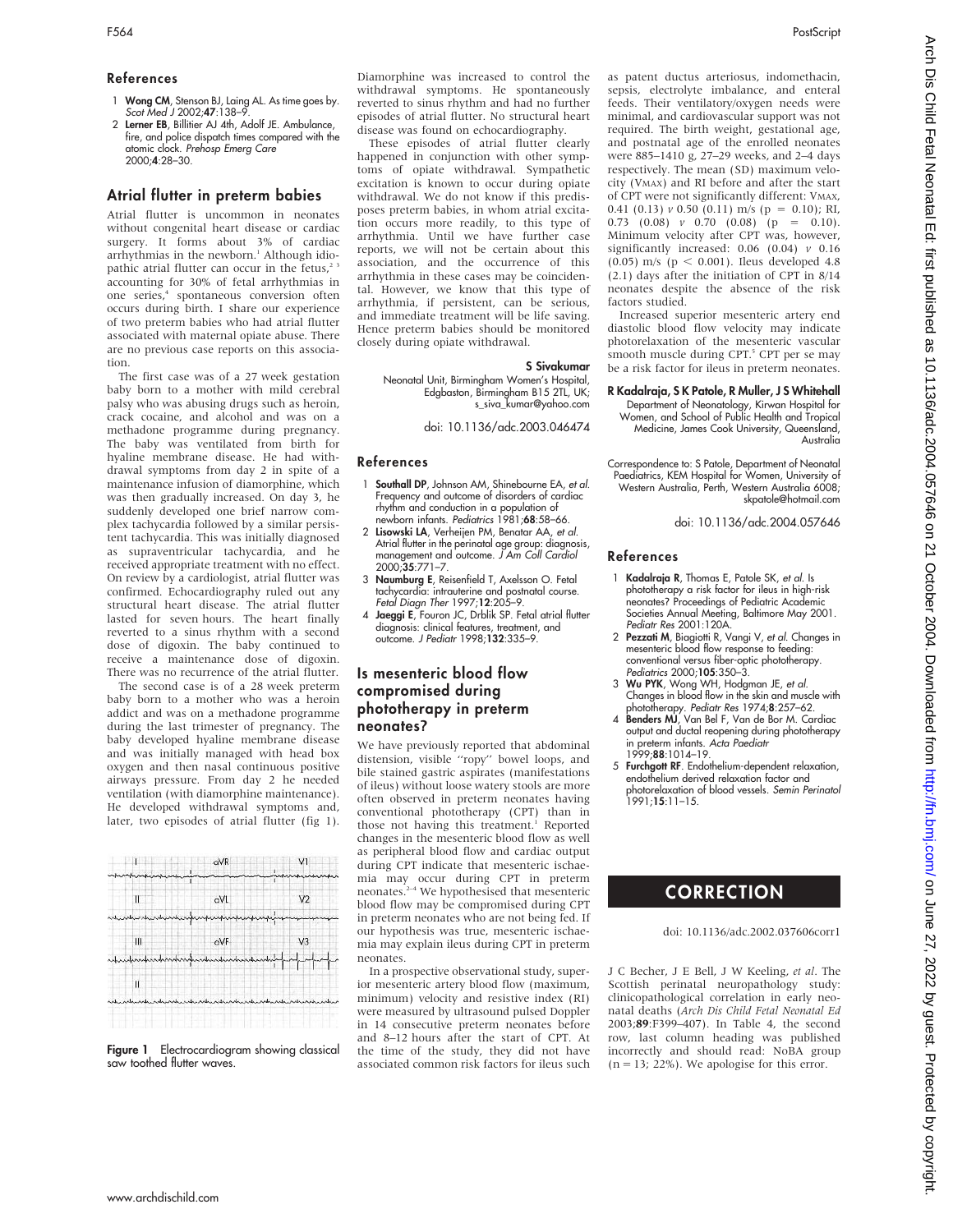## References

1. **Wong CM**, Stenson BJ, Laing AL. As time goes by. *Scot Med J* 2002;**47**:138–9.
2. **Lerner EB**, Billitier AJ 4th, Adolf JE. Ambulance, fire, and police dispatch times compared with the atomic clock. *Prehosp Emerg Care* 2000;**4**:28–30.

## Atrial flutter in preterm babies

Atrial flutter is uncommon in neonates without congenital heart disease or cardiac surgery. It forms about 3% of cardiac arrhythmias in the newborn.[1] Although idiopathic atrial flutter can occur in the fetus,[2,3] accounting for 30% of fetal arrhythmias in one series,[4] spontaneous conversion often occurs during birth. I share our experience of two preterm babies who had atrial flutter associated with maternal opiate abuse. There are no previous case reports on this association.

The first case was of a 27 week gestation baby born to a mother with mild cerebral palsy who was abusing drugs such as heroin, crack cocaine, and alcohol and was on a methadone programme during pregnancy. The baby was ventilated from birth for hyaline membrane disease. He had withdrawal symptoms from day 2 in spite of a maintenance infusion of diamorphine, which was then gradually increased. On day 3, he suddenly developed one brief narrow complex tachycardia followed by a similar persistent tachycardia. This was initially diagnosed as supraventricular tachycardia, and he received appropriate treatment with no effect. On review by a cardiologist, atrial flutter was confirmed. Echocardiography ruled out any structural heart disease. The atrial flutter lasted for seven hours. The heart finally reverted to a sinus rhythm with a second dose of digoxin. The baby continued to receive a maintenance dose of digoxin. There was no recurrence of the atrial flutter.

The second case is of a 28 week preterm baby born to a mother who was a heroin addict and was on a methadone programme during the last trimester of pregnancy. The baby developed hyaline membrane disease and was initially managed with head box oxygen and then nasal continuous positive airways pressure. From day 2 he needed ventilation (with diamorphine maintenance). He developed withdrawal symptoms and, later, two episodes of atrial flutter (fig 1).

I
aVR
V1
II
aVL
V2
III
aVF
V3
II

**Figure 1** Electrocardiogram showing classical saw toothed flutter waves.

Diamorphine was increased to control the withdrawal symptoms. He spontaneously reverted to sinus rhythm and had no further episodes of atrial flutter. No structural heart disease was found on echocardiography.

These episodes of atrial flutter clearly happened in conjunction with other symptoms of opiate withdrawal. Sympathetic excitation is known to occur during opiate withdrawal. We do not know if this predisposes preterm babies, in whom atrial excitation occurs more readily, to this type of arrhythmia. Until we have further case reports, we will not be certain about this association, and the occurrence of this arrhythmia in these cases may be coincidental. However, we know that this type of arrhythmia, if persistent, can be serious, and immediate treatment will be life saving. Hence preterm babies should be monitored closely during opiate withdrawal.

**S Sivakumar**
Neonatal Unit, Birmingham Women's Hospital, Edgbaston, Birmingham B15 2TL, UK; s_siva_kumar@yahoo.com

doi: 10.1136/adc.2003.046474

## References

1. **Southall DP**, Johnson AM, Shinebourne EA, *et al*. Frequency and outcome of disorders of cardiac rhythm and conduction in a population of newborn infants. *Pediatrics* 1981;**68**:58–66.
2. **Lisowski LA**, Verheijen PM, Benatar AA, *et al*. Atrial flutter in the perinatal age group: diagnosis, management and outcome. *J Am Coll Cardiol* 2000;**35**:771–7.
3. **Naumburg E**, Reisenfield T, Axelsson O. Fetal tachycardia: intrauterine and postnatal course. *Fetal Diagn Ther* 1997;**12**:205–9.
4. **Jaeggi E**, Fouron JC, Drblik SP. Fetal atrial flutter diagnosis: clinical features, treatment, and outcome. *J Pediatr* 1998;**132**:335–9.

## Is mesenteric blood flow compromised during phototherapy in preterm neonates?

We have previously reported that abdominal distension, visible "ropy" bowel loops, and bile stained gastric aspirates (manifestations of ileus) without loose watery stools are more often observed in preterm neonates having conventional phototherapy (CPT) than in those not having this treatment.[1] Reported changes in the mesenteric blood flow as well as peripheral blood flow and cardiac output during CPT indicate that mesenteric ischaemia may occur during CPT in preterm neonates.[2–4] We hypothesised that mesenteric blood flow may be compromised during CPT in preterm neonates who are not being fed. If our hypothesis was true, mesenteric ischaemia may explain ileus during CPT in preterm neonates.

In a prospective observational study, superior mesenteric artery blood flow (maximum, minimum) velocity and resistive index (RI) were measured by ultrasound pulsed Doppler in 14 consecutive preterm neonates before and 8–12 hours after the start of CPT. At the time of the study, they did not have associated common risk factors for ileus such as patent ductus arteriosus, indomethacin, sepsis, electrolyte imbalance, and enteral feeds. Their ventilatory/oxygen needs were minimal, and cardiovascular support was not required. The birth weight, gestational age, and postnatal age of the enrolled neonates were 885–1410 g, 27–29 weeks, and 2–4 days respectively. The mean (SD) maximum velocity ($V_{MAX}$) and RI before and after the start of CPT were not significantly different: $V_{MAX}$, 0.41 (0.13) *v* 0.50 (0.11) m/s ($p = 0.10$); RI, 0.73 (0.08) *v* 0.70 (0.08) ($p = 0.10$). Minimum velocity after CPT was, however, significantly increased: 0.06 (0.04) *v* 0.16 (0.05) m/s ($p < 0.001$). Ileus developed 4.8 (2.1) days after the initiation of CPT in 8/14 neonates despite the absence of the risk factors studied.

Increased superior mesenteric artery end diastolic blood flow velocity may indicate photorelaxation of the mesenteric vascular smooth muscle during CPT.[5] CPT per se may be a risk factor for ileus in preterm neonates.

**R Kadalraja, S K Patole, R Muller, J S Whitehall**
Department of Neonatology, Kirwan Hospital for Women, and School of Public Health and Tropical Medicine, James Cook University, Queensland, Australia

Correspondence to: S Patole, Department of Neonatal Paediatrics, KEM Hospital for Women, University of Western Australia, Perth, Western Australia 6008; skpatole@hotmail.com

doi: 10.1136/adc.2004.057646

## References

1. **Kadalraja R**, Thomas E, Patole SK, *et al*. Is phototherapy a risk factor for ileus in high-risk neonates? Proceedings of Pediatric Academic Societies Annual Meeting, Baltimore May 2001. *Pediatr Res* 2001:120A.
2. **Pezzati M**, Biagiotti R, Vangi V, *et al*. Changes in mesenteric blood flow response to feeding: conventional versus fiber-optic phototherapy. *Pediatrics* 2000;**105**:350–3.
3. **Wu PYK**, Wong WH, Hodgman JE, *et al*. Changes in blood flow in the skin and muscle with phototherapy. *Pediatr Res* 1974;**8**:257–62.
4. **Benders MJ**, Van Bel F, Van de Bor M. Cardiac output and ductal reopening during phototherapy in preterm infants. *Acta Paediatr* 1999;**88**:1014–19.
5. **Furchgott RF**. Endothelium-dependent relaxation, endothelium derived relaxation factor and photorelaxation of blood vessels. *Semin Perinatol* 1991;**15**:11–15.

# CORRECTION

doi: 10.1136/adc.2002.037606corr1

J C Becher, J E Bell, J W Keeling, *et al*. The Scottish perinatal neuropathology study: clinicopathological correlation in early neonatal deaths (*Arch Dis Child Fetal Neonatal Ed* 2003;**89**:F399–407). In Table 4, the second row, last column heading was published incorrectly and should read: NoBA group (n = 13; 22%). We apologise for this error.